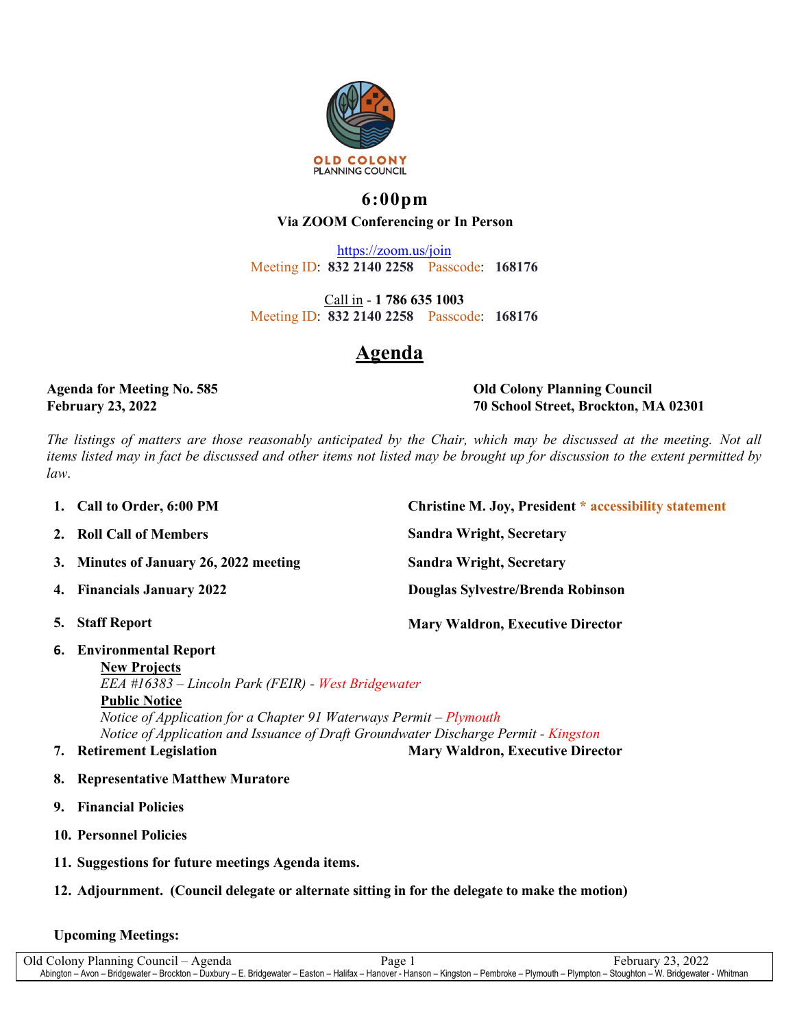OLD COLONY
PLANNING COUNCIL

**6:00pm**

**Via ZOOM Conferencing or In Person**

https://zoom.us/join

Meeting ID: **832 2140 2258** Passcode: **168176**

Call in - **1 786 635 1003**

Meeting ID: **832 2140 2258** Passcode: **168176**

# Agenda

**Agenda for Meeting No. 585**
**February 23, 2022**

**Old Colony Planning Council**
**70 School Street, Brockton, MA 02301**

*The listings of matters are those reasonably anticipated by the Chair, which may be discussed at the meeting. Not all items listed may in fact be discussed and other items not listed may be brought up for discussion to the extent permitted by law.*

1. **Call to Order, 6:00 PM** — **Christine M. Joy, President** * **accessibility statement**
2. **Roll Call of Members** — **Sandra Wright, Secretary**
3. **Minutes of January 26, 2022 meeting** — **Sandra Wright, Secretary**
4. **Financials January 2022** — **Douglas Sylvestre/Brenda Robinson**
5. **Staff Report** — **Mary Waldron, Executive Director**
6. **Environmental Report**
   - **New Projects**
     - *EEA #16383 – Lincoln Park (FEIR) - West Bridgewater*
   - **Public Notice**
     - *Notice of Application for a Chapter 91 Waterways Permit – Plymouth*
     - *Notice of Application and Issuance of Draft Groundwater Discharge Permit - Kingston*
7. **Retirement Legislation** — **Mary Waldron, Executive Director**
8. **Representative Matthew Muratore**
9. **Financial Policies**
10. **Personnel Policies**
11. **Suggestions for future meetings Agenda items.**
12. **Adjournment. (Council delegate or alternate sitting in for the delegate to make the motion)**

**Upcoming Meetings:**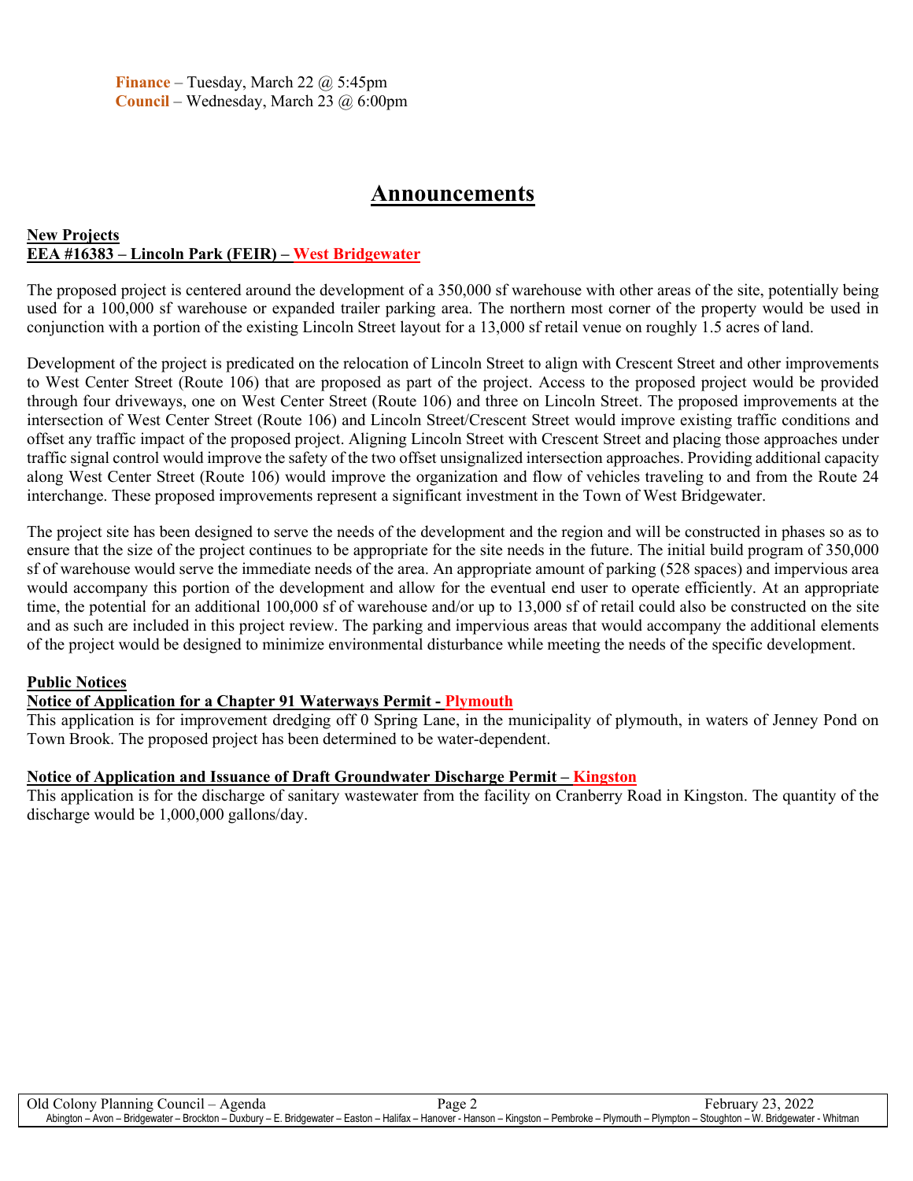**Finance** – Tuesday, March 22 @ 5:45pm
**Council** – Wednesday, March 23 @ 6:00pm

# Announcements

**New Projects**
**EEA #16383 – Lincoln Park (FEIR) – West Bridgewater**

The proposed project is centered around the development of a 350,000 sf warehouse with other areas of the site, potentially being used for a 100,000 sf warehouse or expanded trailer parking area. The northern most corner of the property would be used in conjunction with a portion of the existing Lincoln Street layout for a 13,000 sf retail venue on roughly 1.5 acres of land.

Development of the project is predicated on the relocation of Lincoln Street to align with Crescent Street and other improvements to West Center Street (Route 106) that are proposed as part of the project. Access to the proposed project would be provided through four driveways, one on West Center Street (Route 106) and three on Lincoln Street. The proposed improvements at the intersection of West Center Street (Route 106) and Lincoln Street/Crescent Street would improve existing traffic conditions and offset any traffic impact of the proposed project. Aligning Lincoln Street with Crescent Street and placing those approaches under traffic signal control would improve the safety of the two offset unsignalized intersection approaches. Providing additional capacity along West Center Street (Route 106) would improve the organization and flow of vehicles traveling to and from the Route 24 interchange. These proposed improvements represent a significant investment in the Town of West Bridgewater.

The project site has been designed to serve the needs of the development and the region and will be constructed in phases so as to ensure that the size of the project continues to be appropriate for the site needs in the future. The initial build program of 350,000 sf of warehouse would serve the immediate needs of the area. An appropriate amount of parking (528 spaces) and impervious area would accompany this portion of the development and allow for the eventual end user to operate efficiently. At an appropriate time, the potential for an additional 100,000 sf of warehouse and/or up to 13,000 sf of retail could also be constructed on the site and as such are included in this project review. The parking and impervious areas that would accompany the additional elements of the project would be designed to minimize environmental disturbance while meeting the needs of the specific development.

**Public Notices**
**Notice of Application for a Chapter 91 Waterways Permit - Plymouth**
This application is for improvement dredging off 0 Spring Lane, in the municipality of plymouth, in waters of Jenney Pond on Town Brook. The proposed project has been determined to be water-dependent.

**Notice of Application and Issuance of Draft Groundwater Discharge Permit – Kingston**
This application is for the discharge of sanitary wastewater from the facility on Cranberry Road in Kingston. The quantity of the discharge would be 1,000,000 gallons/day.